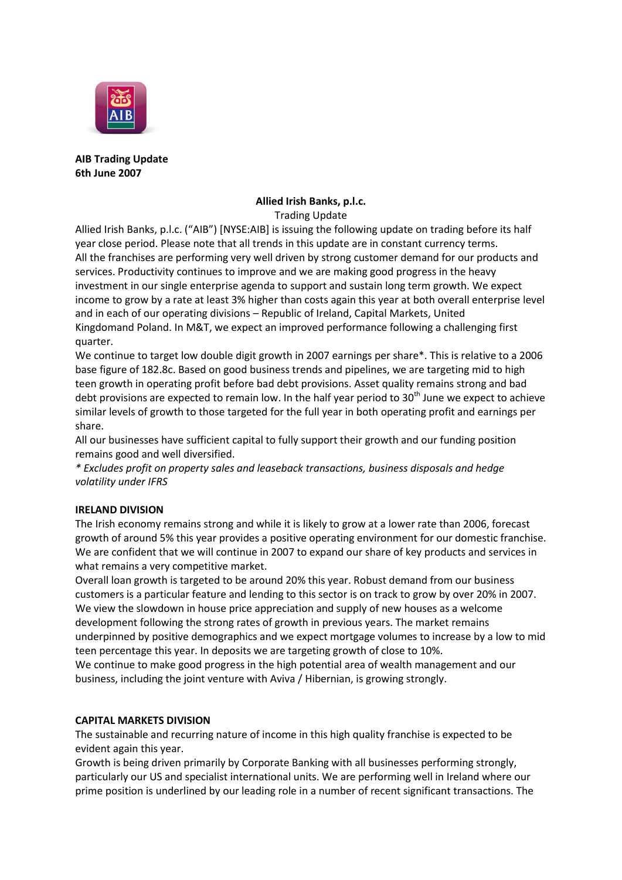**AIB Trading Update**
**6th June 2007**

**Allied Irish Banks, p.l.c.**

Trading Update

Allied Irish Banks, p.l.c. ("AIB") [NYSE:AIB] is issuing the following update on trading before its half year close period. Please note that all trends in this update are in constant currency terms.

All the franchises are performing very well driven by strong customer demand for our products and services. Productivity continues to improve and we are making good progress in the heavy investment in our single enterprise agenda to support and sustain long term growth. We expect income to grow by a rate at least 3% higher than costs again this year at both overall enterprise level and in each of our operating divisions – Republic of Ireland, Capital Markets, United Kingdomand Poland. In M&T, we expect an improved performance following a challenging first quarter.

We continue to target low double digit growth in 2007 earnings per share*. This is relative to a 2006 base figure of 182.8c. Based on good business trends and pipelines, we are targeting mid to high teen growth in operating profit before bad debt provisions. Asset quality remains strong and bad debt provisions are expected to remain low. In the half year period to 30th June we expect to achieve similar levels of growth to those targeted for the full year in both operating profit and earnings per share.

All our businesses have sufficient capital to fully support their growth and our funding position remains good and well diversified.

*\* Excludes profit on property sales and leaseback transactions, business disposals and hedge volatility under IFRS*

**IRELAND DIVISION**

The Irish economy remains strong and while it is likely to grow at a lower rate than 2006, forecast growth of around 5% this year provides a positive operating environment for our domestic franchise. We are confident that we will continue in 2007 to expand our share of key products and services in what remains a very competitive market.

Overall loan growth is targeted to be around 20% this year. Robust demand from our business customers is a particular feature and lending to this sector is on track to grow by over 20% in 2007. We view the slowdown in house price appreciation and supply of new houses as a welcome development following the strong rates of growth in previous years. The market remains underpinned by positive demographics and we expect mortgage volumes to increase by a low to mid teen percentage this year. In deposits we are targeting growth of close to 10%.

We continue to make good progress in the high potential area of wealth management and our business, including the joint venture with Aviva / Hibernian, is growing strongly.

**CAPITAL MARKETS DIVISION**

The sustainable and recurring nature of income in this high quality franchise is expected to be evident again this year.

Growth is being driven primarily by Corporate Banking with all businesses performing strongly, particularly our US and specialist international units. We are performing well in Ireland where our prime position is underlined by our leading role in a number of recent significant transactions. The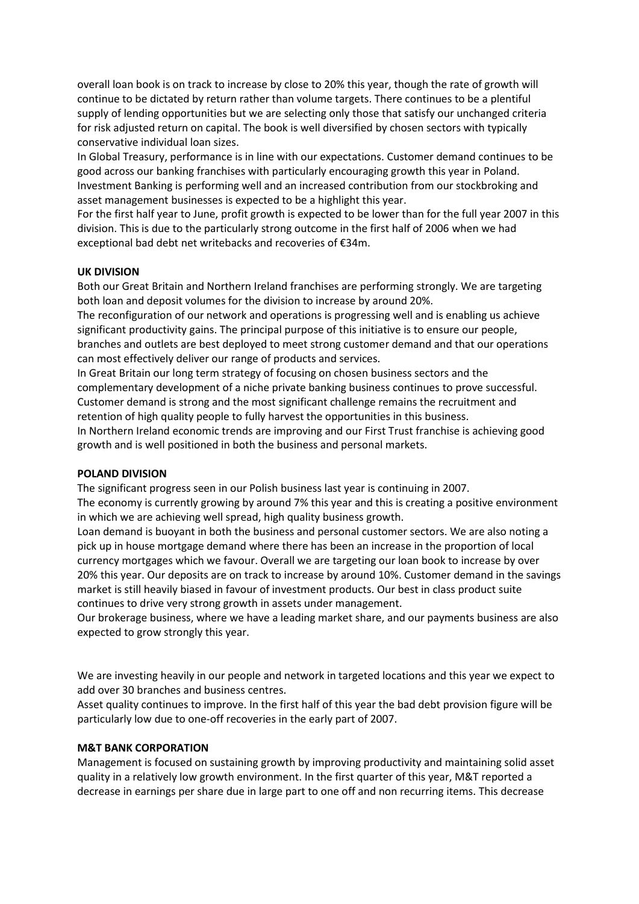overall loan book is on track to increase by close to 20% this year, though the rate of growth will continue to be dictated by return rather than volume targets. There continues to be a plentiful supply of lending opportunities but we are selecting only those that satisfy our unchanged criteria for risk adjusted return on capital. The book is well diversified by chosen sectors with typically conservative individual loan sizes.

In Global Treasury, performance is in line with our expectations. Customer demand continues to be good across our banking franchises with particularly encouraging growth this year in Poland. Investment Banking is performing well and an increased contribution from our stockbroking and asset management businesses is expected to be a highlight this year.

For the first half year to June, profit growth is expected to be lower than for the full year 2007 in this division. This is due to the particularly strong outcome in the first half of 2006 when we had exceptional bad debt net writebacks and recoveries of €34m.

**UK DIVISION**

Both our Great Britain and Northern Ireland franchises are performing strongly. We are targeting both loan and deposit volumes for the division to increase by around 20%.

The reconfiguration of our network and operations is progressing well and is enabling us achieve significant productivity gains. The principal purpose of this initiative is to ensure our people, branches and outlets are best deployed to meet strong customer demand and that our operations can most effectively deliver our range of products and services.

In Great Britain our long term strategy of focusing on chosen business sectors and the complementary development of a niche private banking business continues to prove successful. Customer demand is strong and the most significant challenge remains the recruitment and retention of high quality people to fully harvest the opportunities in this business.

In Northern Ireland economic trends are improving and our First Trust franchise is achieving good growth and is well positioned in both the business and personal markets.

**POLAND DIVISION**

The significant progress seen in our Polish business last year is continuing in 2007.

The economy is currently growing by around 7% this year and this is creating a positive environment in which we are achieving well spread, high quality business growth.

Loan demand is buoyant in both the business and personal customer sectors. We are also noting a pick up in house mortgage demand where there has been an increase in the proportion of local currency mortgages which we favour. Overall we are targeting our loan book to increase by over 20% this year. Our deposits are on track to increase by around 10%. Customer demand in the savings market is still heavily biased in favour of investment products. Our best in class product suite continues to drive very strong growth in assets under management.

Our brokerage business, where we have a leading market share, and our payments business are also expected to grow strongly this year.

We are investing heavily in our people and network in targeted locations and this year we expect to add over 30 branches and business centres.

Asset quality continues to improve. In the first half of this year the bad debt provision figure will be particularly low due to one-off recoveries in the early part of 2007.

**M&T BANK CORPORATION**

Management is focused on sustaining growth by improving productivity and maintaining solid asset quality in a relatively low growth environment. In the first quarter of this year, M&T reported a decrease in earnings per share due in large part to one off and non recurring items. This decrease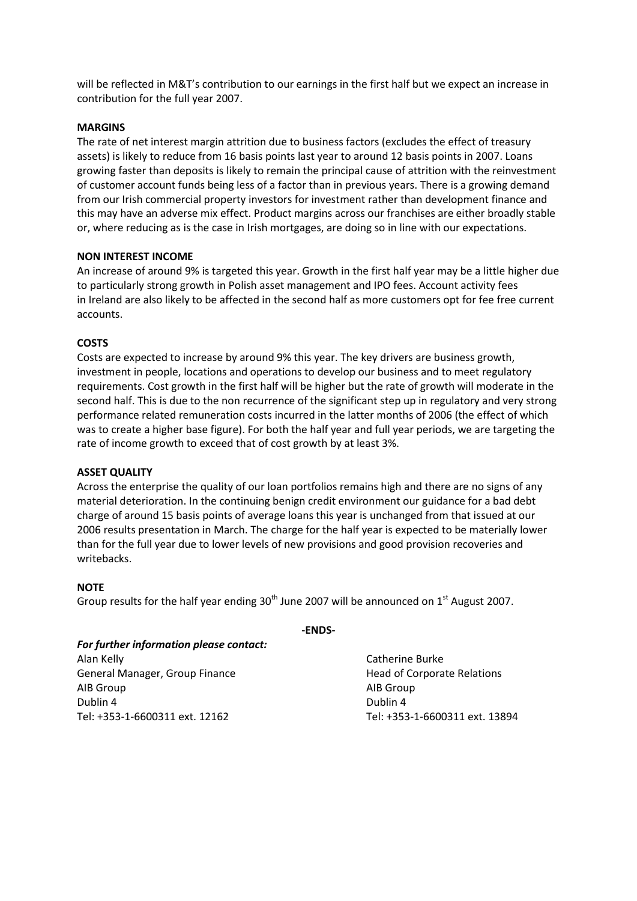will be reflected in M&T's contribution to our earnings in the first half but we expect an increase in contribution for the full year 2007.

**MARGINS**

The rate of net interest margin attrition due to business factors (excludes the effect of treasury assets) is likely to reduce from 16 basis points last year to around 12 basis points in 2007. Loans growing faster than deposits is likely to remain the principal cause of attrition with the reinvestment of customer account funds being less of a factor than in previous years. There is a growing demand from our Irish commercial property investors for investment rather than development finance and this may have an adverse mix effect. Product margins across our franchises are either broadly stable or, where reducing as is the case in Irish mortgages, are doing so in line with our expectations.

**NON INTEREST INCOME**

An increase of around 9% is targeted this year. Growth in the first half year may be a little higher due to particularly strong growth in Polish asset management and IPO fees. Account activity fees in Ireland are also likely to be affected in the second half as more customers opt for fee free current accounts.

**COSTS**

Costs are expected to increase by around 9% this year. The key drivers are business growth, investment in people, locations and operations to develop our business and to meet regulatory requirements. Cost growth in the first half will be higher but the rate of growth will moderate in the second half. This is due to the non recurrence of the significant step up in regulatory and very strong performance related remuneration costs incurred in the latter months of 2006 (the effect of which was to create a higher base figure). For both the half year and full year periods, we are targeting the rate of income growth to exceed that of cost growth by at least 3%.

**ASSET QUALITY**

Across the enterprise the quality of our loan portfolios remains high and there are no signs of any material deterioration. In the continuing benign credit environment our guidance for a bad debt charge of around 15 basis points of average loans this year is unchanged from that issued at our 2006 results presentation in March. The charge for the half year is expected to be materially lower than for the full year due to lower levels of new provisions and good provision recoveries and writebacks.

**NOTE**

Group results for the half year ending 30th June 2007 will be announced on 1st August 2007.

**-ENDS-**

***For further information please contact:***

Alan Kelly
General Manager, Group Finance
AIB Group
Dublin 4
Tel: +353-1-6600311 ext. 12162

Catherine Burke
Head of Corporate Relations
AIB Group
Dublin 4
Tel: +353-1-6600311 ext. 13894